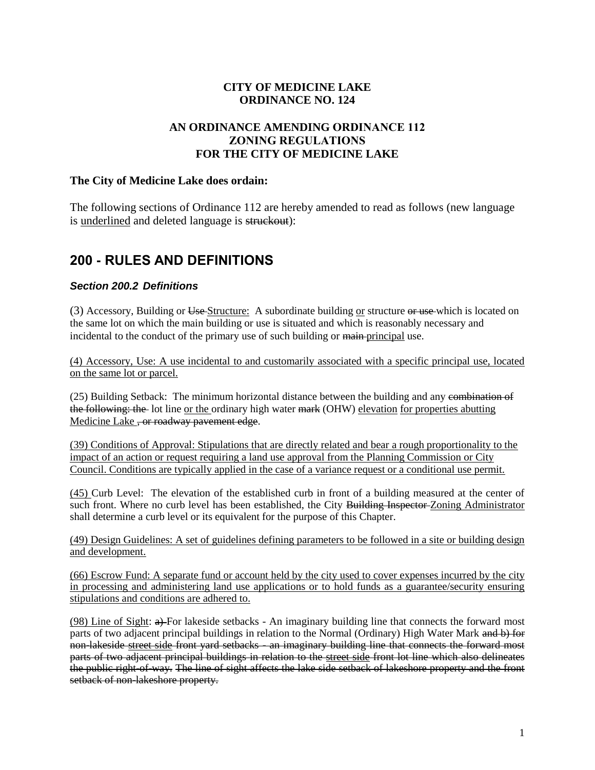**CITY OF MEDICINE LAKE**
**ORDINANCE NO. 124**

**AN ORDINANCE AMENDING ORDINANCE 112**
**ZONING REGULATIONS**
**FOR THE CITY OF MEDICINE LAKE**

**The City of Medicine Lake does ordain:**

The following sections of Ordinance 112 are hereby amended to read as follows (new language is <u>underlined</u> and deleted language is ~~struckout~~):

# 200 - RULES AND DEFINITIONS

### *Section 200.2 Definitions*

(3) Accessory, Building or ~~Use~~ <u>Structure</u>: A subordinate building <u>or</u> structure ~~or use~~ which is located on the same lot on which the main building or use is situated and which is reasonably necessary and incidental to the conduct of the primary use of such building or ~~main~~ <u>principal</u> use.

<u>(4) Accessory, Use: A use incidental to and customarily associated with a specific principal use, located on the same lot or parcel.</u>

(25) Building Setback: The minimum horizontal distance between the building and any ~~combination of the following: the~~ lot line <u>or the</u> ordinary high water ~~mark~~ (OHW) <u>elevation</u> <u>for properties abutting Medicine Lake</u> ~~, or roadway pavement edge~~.

<u>(39) Conditions of Approval: Stipulations that are directly related and bear a rough proportionality to the impact of an action or request requiring a land use approval from the Planning Commission or City Council. Conditions are typically applied in the case of a variance request or a conditional use permit.</u>

<u>(45)</u> Curb Level: The elevation of the established curb in front of a building measured at the center of such front. Where no curb level has been established, the City ~~Building Inspector~~ <u>Zoning Administrator</u> shall determine a curb level or its equivalent for the purpose of this Chapter.

<u>(49) Design Guidelines: A set of guidelines defining parameters to be followed in a site or building design and development.</u>

<u>(66) Escrow Fund: A separate fund or account held by the city used to cover expenses incurred by the city in processing and administering land use applications or to hold funds as a guarantee/security ensuring stipulations and conditions are adhered to.</u>

<u>(98) Line of Sight</u>: ~~a)~~ For lakeside setbacks - An imaginary building line that connects the forward most parts of two adjacent principal buildings in relation to the Normal (Ordinary) High Water Mark ~~and b) for non-lakeside~~ <u>street side</u> ~~front yard setbacks - an imaginary building line that connects the forward most parts of two adjacent principal buildings in relation to the~~ <u>street side</u> ~~front lot line which also delineates the public right-of-way. The line of sight affects the lake side setback of lakeshore property and the front setback of non-lakeshore property.~~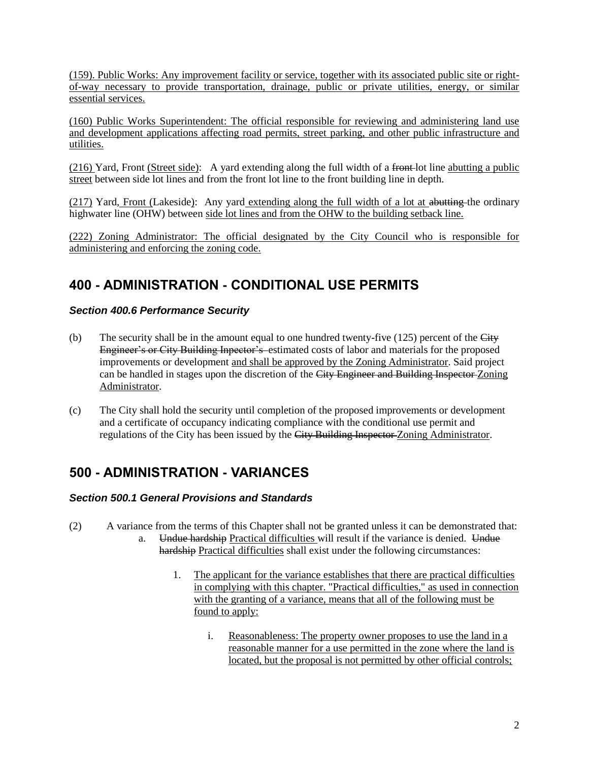(159). Public Works: Any improvement facility or service, together with its associated public site or right-of-way necessary to provide transportation, drainage, public or private utilities, energy, or similar essential services.

(160) Public Works Superintendent: The official responsible for reviewing and administering land use and development applications affecting road permits, street parking, and other public infrastructure and utilities.

(216) Yard, Front (Street side): A yard extending along the full width of a ~~front~~ lot line abutting a public street between side lot lines and from the front lot line to the front building line in depth.

(217) Yard, Front (Lakeside): Any yard extending along the full width of a lot at ~~abutting~~ the ordinary highwater line (OHW) between side lot lines and from the OHW to the building setback line.

(222) Zoning Administrator: The official designated by the City Council who is responsible for administering and enforcing the zoning code.

## 400 - ADMINISTRATION - CONDITIONAL USE PERMITS

### *Section 400.6 Performance Security*

(b) The security shall be in the amount equal to one hundred twenty-five (125) percent of the ~~City Engineer's or City Building Inpector's~~ estimated costs of labor and materials for the proposed improvements or development and shall be approved by the Zoning Administrator. Said project can be handled in stages upon the discretion of the ~~City Engineer and Building Inspector~~ Zoning Administrator.

(c) The City shall hold the security until completion of the proposed improvements or development and a certificate of occupancy indicating compliance with the conditional use permit and regulations of the City has been issued by the ~~City Building Inspector~~ Zoning Administrator.

## 500 - ADMINISTRATION - VARIANCES

### *Section 500.1 General Provisions and Standards*

(2) A variance from the terms of this Chapter shall not be granted unless it can be demonstrated that:

a. ~~Undue hardship~~ Practical difficulties will result if the variance is denied. ~~Undue hardship~~ Practical difficulties shall exist under the following circumstances:

1. The applicant for the variance establishes that there are practical difficulties in complying with this chapter. "Practical difficulties," as used in connection with the granting of a variance, means that all of the following must be found to apply:

   i. Reasonableness: The property owner proposes to use the land in a reasonable manner for a use permitted in the zone where the land is located, but the proposal is not permitted by other official controls;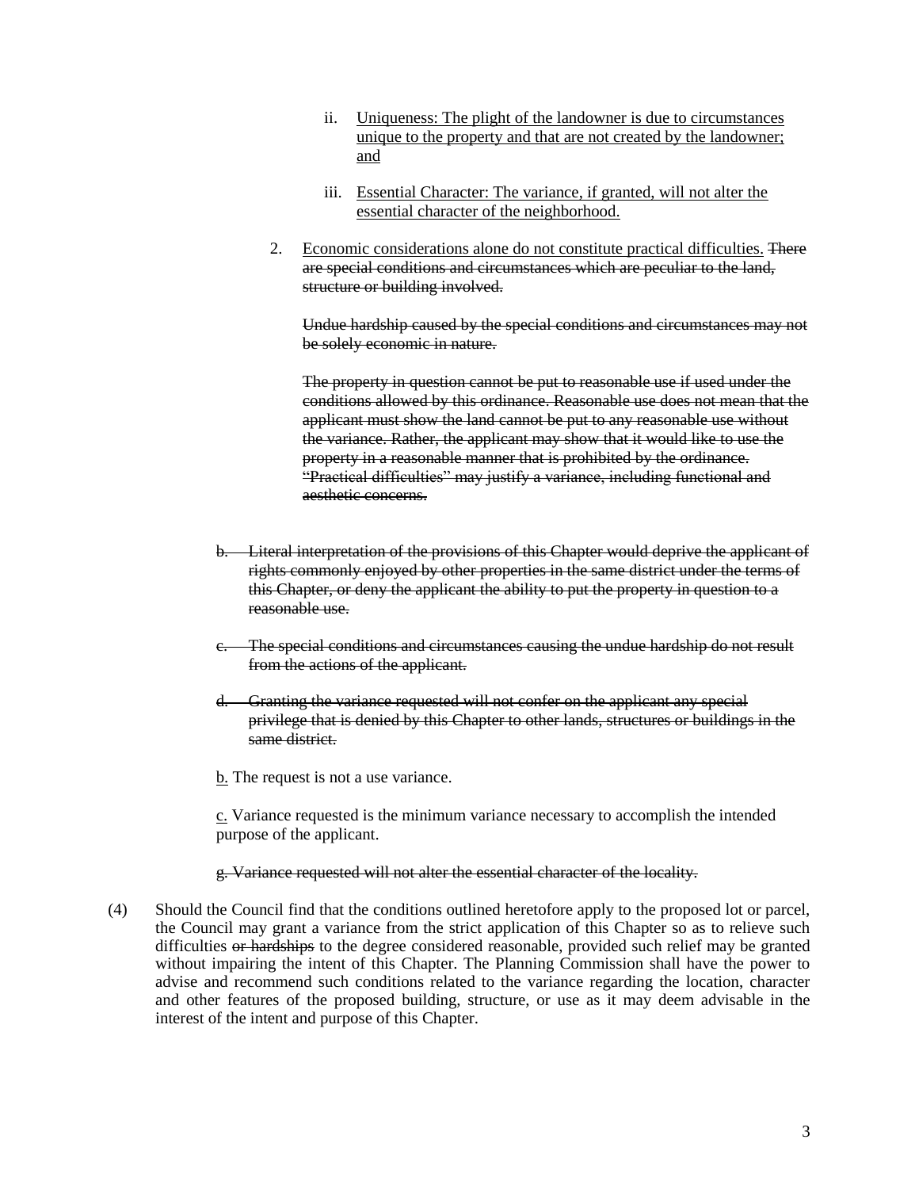ii. Uniqueness: The plight of the landowner is due to circumstances unique to the property and that are not created by the landowner; and

iii. Essential Character: The variance, if granted, will not alter the essential character of the neighborhood.

2. Economic considerations alone do not constitute practical difficulties. ~~There are special conditions and circumstances which are peculiar to the land, structure or building involved.~~

~~Undue hardship caused by the special conditions and circumstances may not be solely economic in nature.~~

~~The property in question cannot be put to reasonable use if used under the conditions allowed by this ordinance. Reasonable use does not mean that the applicant must show the land cannot be put to any reasonable use without the variance. Rather, the applicant may show that it would like to use the property in a reasonable manner that is prohibited by the ordinance. "Practical difficulties" may justify a variance, including functional and aesthetic concerns.~~

~~b. Literal interpretation of the provisions of this Chapter would deprive the applicant of rights commonly enjoyed by other properties in the same district under the terms of this Chapter, or deny the applicant the ability to put the property in question to a reasonable use.~~

~~c. The special conditions and circumstances causing the undue hardship do not result from the actions of the applicant.~~

~~d. Granting the variance requested will not confer on the applicant any special privilege that is denied by this Chapter to other lands, structures or buildings in the same district.~~

b. The request is not a use variance.

c. Variance requested is the minimum variance necessary to accomplish the intended purpose of the applicant.

~~g. Variance requested will not alter the essential character of the locality.~~

(4) Should the Council find that the conditions outlined heretofore apply to the proposed lot or parcel, the Council may grant a variance from the strict application of this Chapter so as to relieve such difficulties ~~or hardships~~ to the degree considered reasonable, provided such relief may be granted without impairing the intent of this Chapter. The Planning Commission shall have the power to advise and recommend such conditions related to the variance regarding the location, character and other features of the proposed building, structure, or use as it may deem advisable in the interest of the intent and purpose of this Chapter.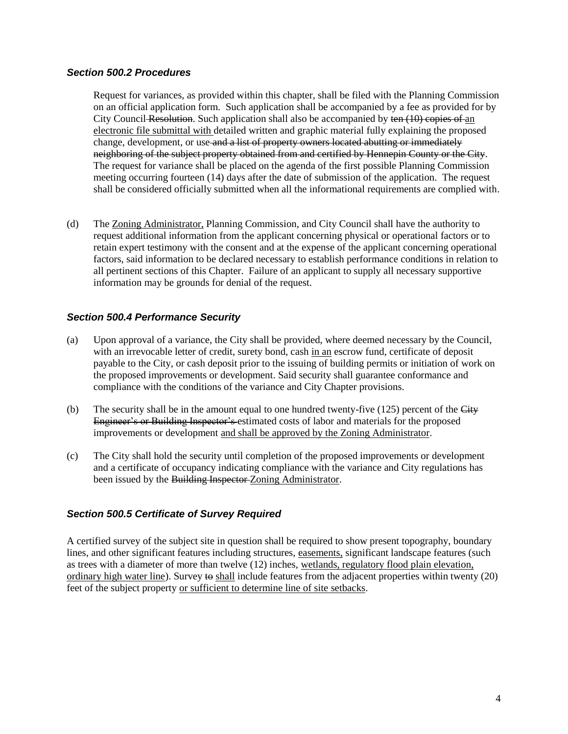### *Section 500.2 Procedures*

Request for variances, as provided within this chapter, shall be filed with the Planning Commission on an official application form. Such application shall be accompanied by a fee as provided for by City Council ~~Resolution~~. Such application shall also be accompanied by ~~ten (10) copies of~~ <u>an electronic file submittal with</u> detailed written and graphic material fully explaining the proposed change, development, or use ~~and a list of property owners located abutting or immediately neighboring of the subject property obtained from and certified by Hennepin County or the City~~. The request for variance shall be placed on the agenda of the first possible Planning Commission meeting occurring fourteen (14) days after the date of submission of the application. The request shall be considered officially submitted when all the informational requirements are complied with.

(d) The <u>Zoning Administrator,</u> Planning Commission, and City Council shall have the authority to request additional information from the applicant concerning physical or operational factors or to retain expert testimony with the consent and at the expense of the applicant concerning operational factors, said information to be declared necessary to establish performance conditions in relation to all pertinent sections of this Chapter. Failure of an applicant to supply all necessary supportive information may be grounds for denial of the request.

### *Section 500.4 Performance Security*

(a) Upon approval of a variance, the City shall be provided, where deemed necessary by the Council, with an irrevocable letter of credit, surety bond, cash <u>in an</u> escrow fund, certificate of deposit payable to the City, or cash deposit prior to the issuing of building permits or initiation of work on the proposed improvements or development. Said security shall guarantee conformance and compliance with the conditions of the variance and City Chapter provisions.

(b) The security shall be in the amount equal to one hundred twenty-five (125) percent of the ~~City Engineer's or Building Inspector's~~ estimated costs of labor and materials for the proposed improvements or development <u>and shall be approved by the Zoning Administrator</u>.

(c) The City shall hold the security until completion of the proposed improvements or development and a certificate of occupancy indicating compliance with the variance and City regulations has been issued by the ~~Building Inspector~~ <u>Zoning Administrator</u>.

### *Section 500.5 Certificate of Survey Required*

A certified survey of the subject site in question shall be required to show present topography, boundary lines, and other significant features including structures, <u>easements,</u> significant landscape features (such as trees with a diameter of more than twelve (12) inches, <u>wetlands, regulatory flood plain elevation, ordinary high water line</u>). Survey ~~to~~ <u>shall</u> include features from the adjacent properties within twenty (20) feet of the subject property <u>or sufficient to determine line of site setbacks</u>.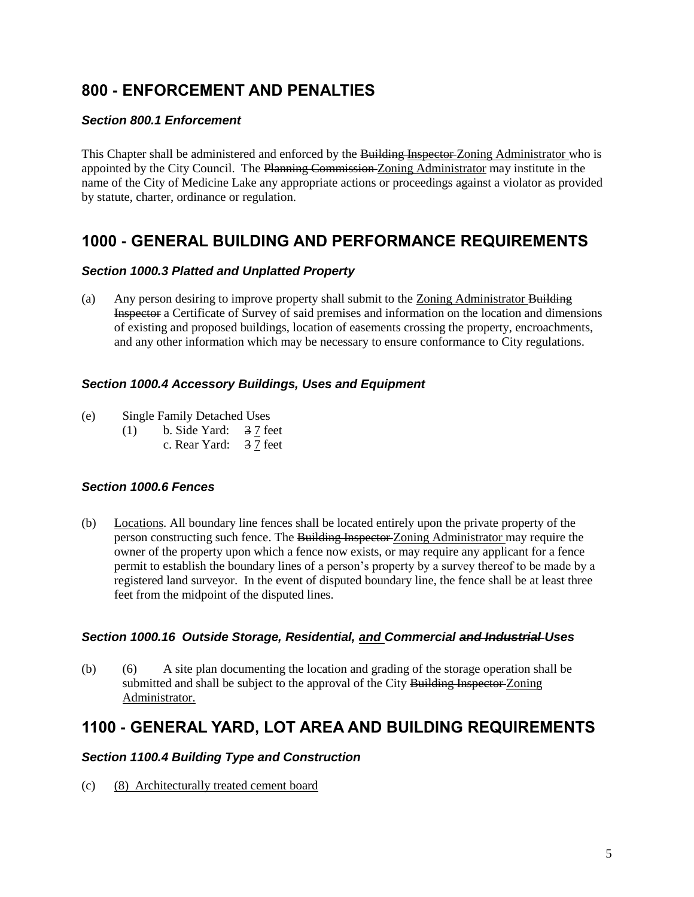## 800 - ENFORCEMENT AND PENALTIES

### *Section 800.1 Enforcement*

This Chapter shall be administered and enforced by the ~~Building Inspector~~ <u>Zoning Administrator</u> who is appointed by the City Council. The ~~Planning Commission~~ <u>Zoning Administrator</u> may institute in the name of the City of Medicine Lake any appropriate actions or proceedings against a violator as provided by statute, charter, ordinance or regulation.

## 1000 - GENERAL BUILDING AND PERFORMANCE REQUIREMENTS

### *Section 1000.3 Platted and Unplatted Property*

(a) Any person desiring to improve property shall submit to the <u>Zoning Administrator</u> ~~Building Inspector~~ a Certificate of Survey of said premises and information on the location and dimensions of existing and proposed buildings, location of easements crossing the property, encroachments, and any other information which may be necessary to ensure conformance to City regulations.

### *Section 1000.4 Accessory Buildings, Uses and Equipment*

(e) Single Family Detached Uses

(1) b. Side Yard: ~~3~~ <u>7</u> feet

c. Rear Yard: ~~3~~ <u>7</u> feet

### *Section 1000.6 Fences*

(b) <u>Locations</u>. All boundary line fences shall be located entirely upon the private property of the person constructing such fence. The ~~Building Inspector~~ <u>Zoning Administrator</u> may require the owner of the property upon which a fence now exists, or may require any applicant for a fence permit to establish the boundary lines of a person's property by a survey thereof to be made by a registered land surveyor. In the event of disputed boundary line, the fence shall be at least three feet from the midpoint of the disputed lines.

### *Section 1000.16 Outside Storage, Residential, <u>and</u> Commercial ~~and Industrial~~ Uses*

(b) (6) A site plan documenting the location and grading of the storage operation shall be submitted and shall be subject to the approval of the City ~~Building Inspector~~ <u>Zoning Administrator.</u>

## 1100 - GENERAL YARD, LOT AREA AND BUILDING REQUIREMENTS

### *Section 1100.4 Building Type and Construction*

(c) <u>(8) Architecturally treated cement board</u>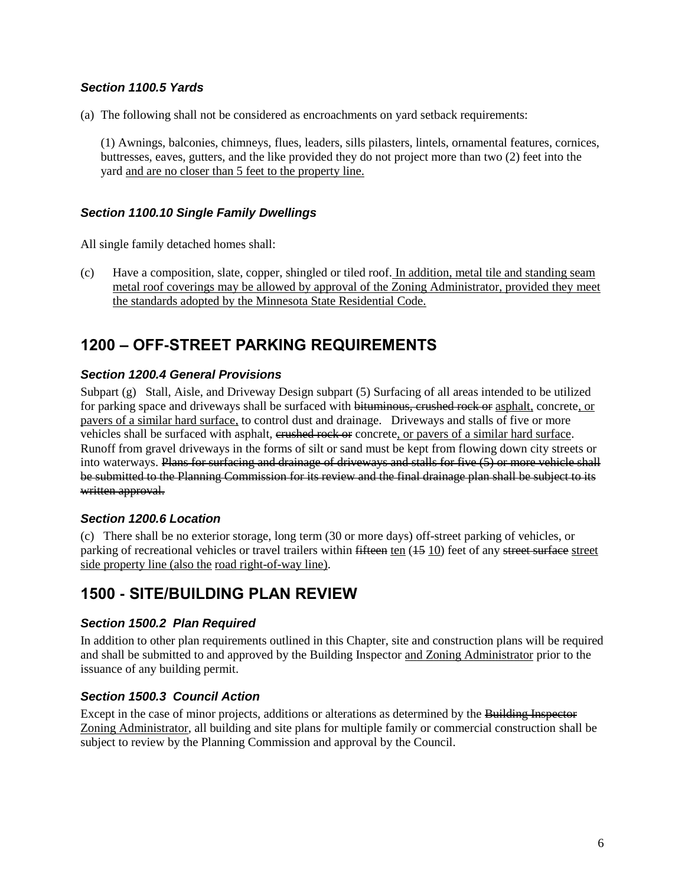### *Section 1100.5 Yards*

(a) The following shall not be considered as encroachments on yard setback requirements:

(1) Awnings, balconies, chimneys, flues, leaders, sills pilasters, lintels, ornamental features, cornices, buttresses, eaves, gutters, and the like provided they do not project more than two (2) feet into the yard <u>and are no closer than 5 feet to the property line.</u>

### *Section 1100.10 Single Family Dwellings*

All single family detached homes shall:

(c) Have a composition, slate, copper, shingled or tiled roof. <u>In addition, metal tile and standing seam metal roof coverings may be allowed by approval of the Zoning Administrator, provided they meet the standards adopted by the Minnesota State Residential Code.</u>

## 1200 – OFF-STREET PARKING REQUIREMENTS

### *Section 1200.4 General Provisions*

Subpart (g) Stall, Aisle, and Driveway Design subpart (5) Surfacing of all areas intended to be utilized for parking space and driveways shall be surfaced with ~~bituminous, crushed rock or~~ <u>asphalt,</u> concrete<u>, or pavers of a similar hard surface,</u> to control dust and drainage. Driveways and stalls of five or more vehicles shall be surfaced with asphalt, ~~crushed rock or~~ concrete<u>, or pavers of a similar hard surface</u>. Runoff from gravel driveways in the forms of silt or sand must be kept from flowing down city streets or into waterways. ~~Plans for surfacing and drainage of driveways and stalls for five (5) or more vehicle shall be submitted to the Planning Commission for its review and the final drainage plan shall be subject to its written approval.~~

### *Section 1200.6 Location*

(c) There shall be no exterior storage, long term (30 or more days) off-street parking of vehicles, or parking of recreational vehicles or travel trailers within ~~fifteen~~ <u>ten</u> (~~15~~ <u>10</u>) feet of any ~~street surface~~ <u>street side property line (also the</u> <u>road right-of-way line)</u>.

## 1500 - SITE/BUILDING PLAN REVIEW

### *Section 1500.2 Plan Required*

In addition to other plan requirements outlined in this Chapter, site and construction plans will be required and shall be submitted to and approved by the Building Inspector <u>and Zoning Administrator</u> prior to the issuance of any building permit.

### *Section 1500.3 Council Action*

Except in the case of minor projects, additions or alterations as determined by the ~~Building Inspector~~ <u>Zoning Administrator</u>, all building and site plans for multiple family or commercial construction shall be subject to review by the Planning Commission and approval by the Council.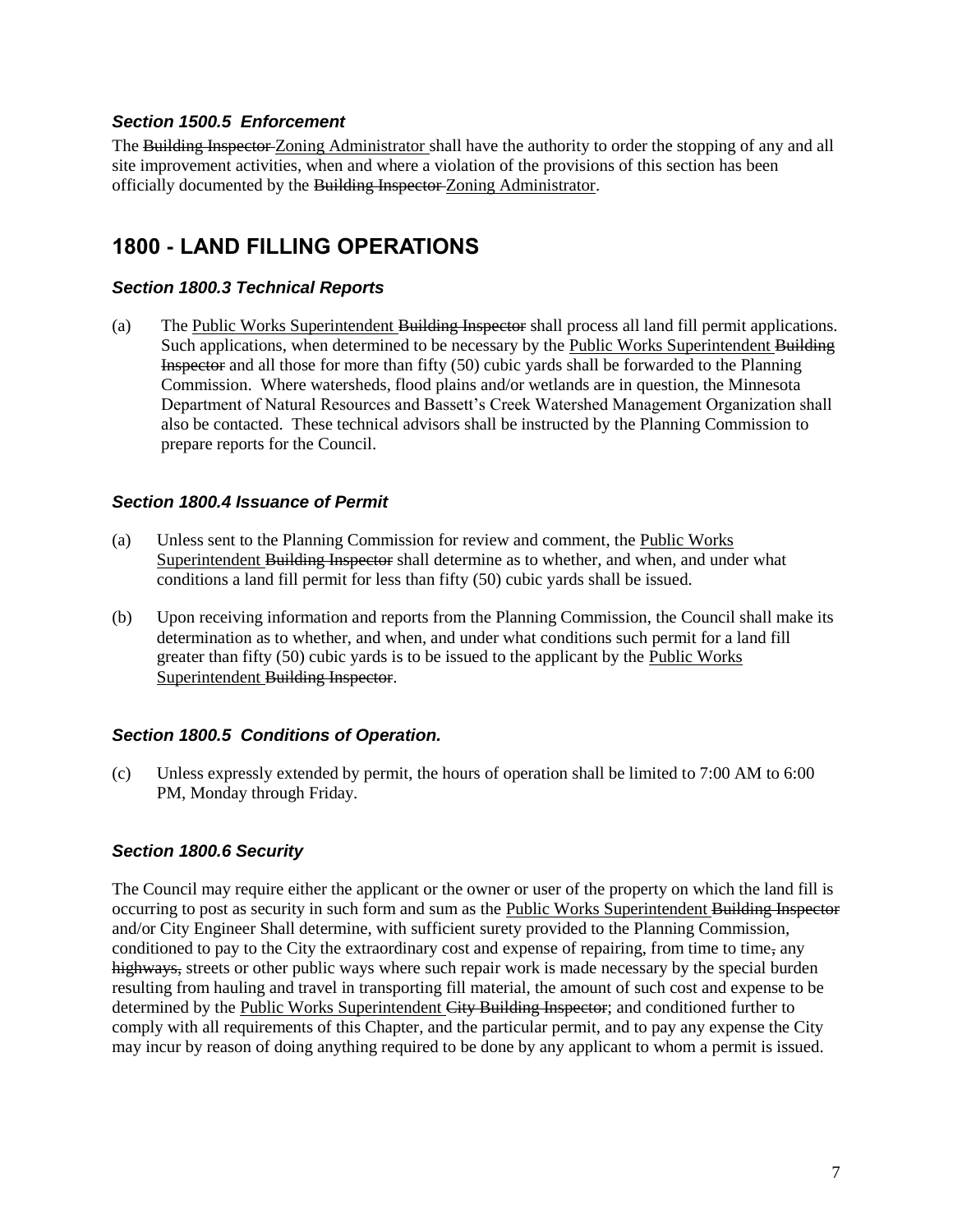### *Section 1500.5 Enforcement*

The ~~Building Inspector~~ <u>Zoning Administrator</u> shall have the authority to order the stopping of any and all site improvement activities, when and where a violation of the provisions of this section has been officially documented by the ~~Building Inspector~~ <u>Zoning Administrator</u>.

## 1800 - LAND FILLING OPERATIONS

### *Section 1800.3 Technical Reports*

(a) The <u>Public Works Superintendent</u> ~~Building Inspector~~ shall process all land fill permit applications. Such applications, when determined to be necessary by the <u>Public Works Superintendent</u> ~~Building Inspector~~ and all those for more than fifty (50) cubic yards shall be forwarded to the Planning Commission. Where watersheds, flood plains and/or wetlands are in question, the Minnesota Department of Natural Resources and Bassett's Creek Watershed Management Organization shall also be contacted. These technical advisors shall be instructed by the Planning Commission to prepare reports for the Council.

### *Section 1800.4 Issuance of Permit*

(a) Unless sent to the Planning Commission for review and comment, the <u>Public Works Superintendent</u> ~~Building Inspector~~ shall determine as to whether, and when, and under what conditions a land fill permit for less than fifty (50) cubic yards shall be issued.

(b) Upon receiving information and reports from the Planning Commission, the Council shall make its determination as to whether, and when, and under what conditions such permit for a land fill greater than fifty (50) cubic yards is to be issued to the applicant by the <u>Public Works Superintendent</u> ~~Building Inspector~~.

### *Section 1800.5 Conditions of Operation.*

(c) Unless expressly extended by permit, the hours of operation shall be limited to 7:00 AM to 6:00 PM, Monday through Friday.

### *Section 1800.6 Security*

The Council may require either the applicant or the owner or user of the property on which the land fill is occurring to post as security in such form and sum as the <u>Public Works Superintendent</u> ~~Building Inspector~~ and/or City Engineer Shall determine, with sufficient surety provided to the Planning Commission, conditioned to pay to the City the extraordinary cost and expense of repairing, from time to time~~,~~ any ~~highways,~~ streets or other public ways where such repair work is made necessary by the special burden resulting from hauling and travel in transporting fill material, the amount of such cost and expense to be determined by the <u>Public Works Superintendent</u> ~~City Building Inspector~~; and conditioned further to comply with all requirements of this Chapter, and the particular permit, and to pay any expense the City may incur by reason of doing anything required to be done by any applicant to whom a permit is issued.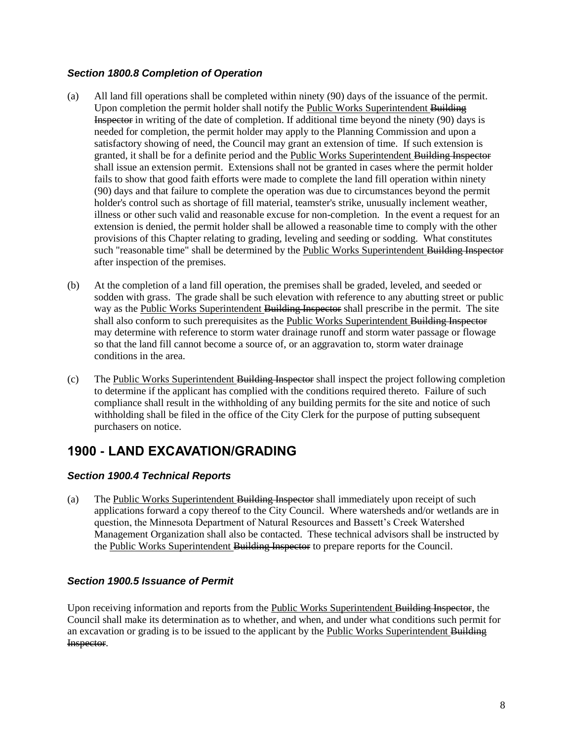### *Section 1800.8 Completion of Operation*

(a) All land fill operations shall be completed within ninety (90) days of the issuance of the permit. Upon completion the permit holder shall notify the <u>Public Works Superintendent</u> ~~Building Inspector~~ in writing of the date of completion. If additional time beyond the ninety (90) days is needed for completion, the permit holder may apply to the Planning Commission and upon a satisfactory showing of need, the Council may grant an extension of time. If such extension is granted, it shall be for a definite period and the <u>Public Works Superintendent</u> ~~Building Inspector~~ shall issue an extension permit. Extensions shall not be granted in cases where the permit holder fails to show that good faith efforts were made to complete the land fill operation within ninety (90) days and that failure to complete the operation was due to circumstances beyond the permit holder's control such as shortage of fill material, teamster's strike, unusually inclement weather, illness or other such valid and reasonable excuse for non-completion. In the event a request for an extension is denied, the permit holder shall be allowed a reasonable time to comply with the other provisions of this Chapter relating to grading, leveling and seeding or sodding. What constitutes such "reasonable time" shall be determined by the <u>Public Works Superintendent</u> ~~Building Inspector~~ after inspection of the premises.

(b) At the completion of a land fill operation, the premises shall be graded, leveled, and seeded or sodden with grass. The grade shall be such elevation with reference to any abutting street or public way as the <u>Public Works Superintendent</u> ~~Building Inspector~~ shall prescribe in the permit. The site shall also conform to such prerequisites as the <u>Public Works Superintendent</u> ~~Building Inspector~~ may determine with reference to storm water drainage runoff and storm water passage or flowage so that the land fill cannot become a source of, or an aggravation to, storm water drainage conditions in the area.

(c) The <u>Public Works Superintendent</u> ~~Building Inspector~~ shall inspect the project following completion to determine if the applicant has complied with the conditions required thereto. Failure of such compliance shall result in the withholding of any building permits for the site and notice of such withholding shall be filed in the office of the City Clerk for the purpose of putting subsequent purchasers on notice.

## 1900 - LAND EXCAVATION/GRADING

### *Section 1900.4 Technical Reports*

(a) The <u>Public Works Superintendent</u> ~~Building Inspector~~ shall immediately upon receipt of such applications forward a copy thereof to the City Council. Where watersheds and/or wetlands are in question, the Minnesota Department of Natural Resources and Bassett's Creek Watershed Management Organization shall also be contacted. These technical advisors shall be instructed by the <u>Public Works Superintendent</u> ~~Building Inspector~~ to prepare reports for the Council.

### *Section 1900.5 Issuance of Permit*

Upon receiving information and reports from the <u>Public Works Superintendent</u> ~~Building Inspector~~, the Council shall make its determination as to whether, and when, and under what conditions such permit for an excavation or grading is to be issued to the applicant by the <u>Public Works Superintendent</u> ~~Building Inspector~~.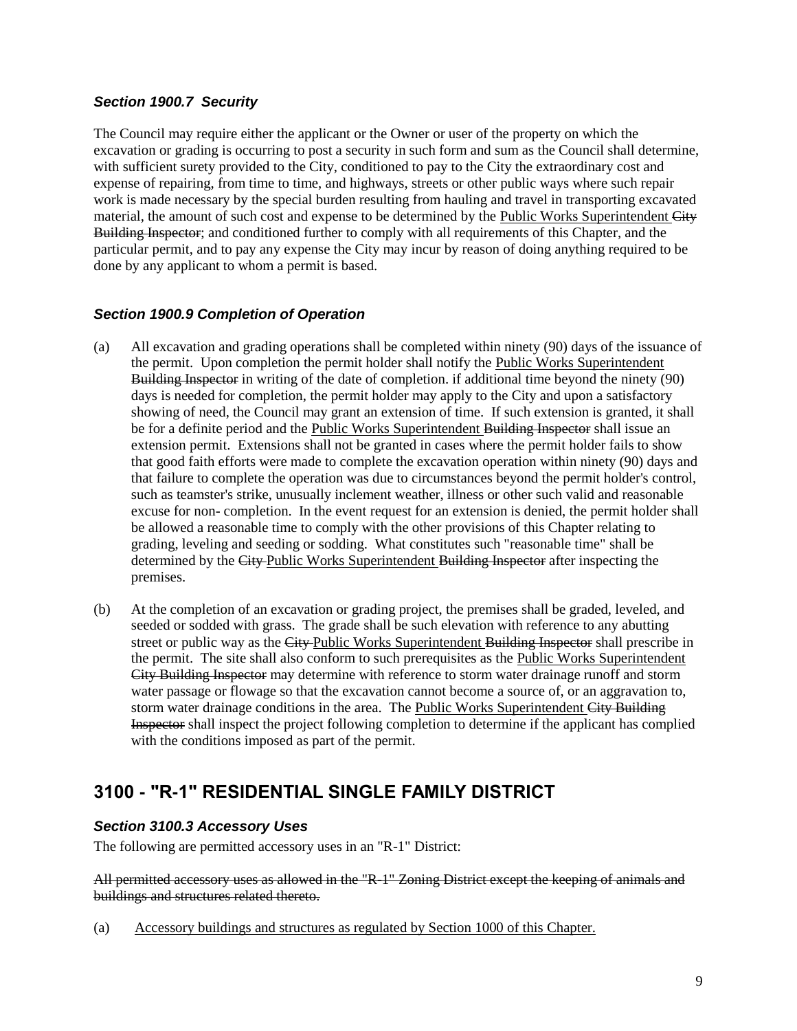### *Section 1900.7 Security*

The Council may require either the applicant or the Owner or user of the property on which the excavation or grading is occurring to post a security in such form and sum as the Council shall determine, with sufficient surety provided to the City, conditioned to pay to the City the extraordinary cost and expense of repairing, from time to time, and highways, streets or other public ways where such repair work is made necessary by the special burden resulting from hauling and travel in transporting excavated material, the amount of such cost and expense to be determined by the <u>Public Works Superintendent</u> ~~City Building Inspector~~; and conditioned further to comply with all requirements of this Chapter, and the particular permit, and to pay any expense the City may incur by reason of doing anything required to be done by any applicant to whom a permit is based.

### *Section 1900.9 Completion of Operation*

(a) All excavation and grading operations shall be completed within ninety (90) days of the issuance of the permit. Upon completion the permit holder shall notify the <u>Public Works Superintendent</u> ~~Building Inspector~~ in writing of the date of completion. if additional time beyond the ninety (90) days is needed for completion, the permit holder may apply to the City and upon a satisfactory showing of need, the Council may grant an extension of time. If such extension is granted, it shall be for a definite period and the <u>Public Works Superintendent</u> ~~Building Inspector~~ shall issue an extension permit. Extensions shall not be granted in cases where the permit holder fails to show that good faith efforts were made to complete the excavation operation within ninety (90) days and that failure to complete the operation was due to circumstances beyond the permit holder's control, such as teamster's strike, unusually inclement weather, illness or other such valid and reasonable excuse for non- completion. In the event request for an extension is denied, the permit holder shall be allowed a reasonable time to comply with the other provisions of this Chapter relating to grading, leveling and seeding or sodding. What constitutes such "reasonable time" shall be determined by the ~~City~~ <u>Public Works Superintendent</u> ~~Building Inspector~~ after inspecting the premises.

(b) At the completion of an excavation or grading project, the premises shall be graded, leveled, and seeded or sodded with grass. The grade shall be such elevation with reference to any abutting street or public way as the ~~City~~ <u>Public Works Superintendent</u> ~~Building Inspector~~ shall prescribe in the permit. The site shall also conform to such prerequisites as the <u>Public Works Superintendent</u> ~~City Building Inspector~~ may determine with reference to storm water drainage runoff and storm water passage or flowage so that the excavation cannot become a source of, or an aggravation to, storm water drainage conditions in the area. The <u>Public Works Superintendent</u> ~~City Building Inspector~~ shall inspect the project following completion to determine if the applicant has complied with the conditions imposed as part of the permit.

## 3100 - "R-1" RESIDENTIAL SINGLE FAMILY DISTRICT

### *Section 3100.3 Accessory Uses*

The following are permitted accessory uses in an "R-1" District:

~~All permitted accessory uses as allowed in the "R-1" Zoning District except the keeping of animals and buildings and structures related thereto.~~

(a) <u>Accessory buildings and structures as regulated by Section 1000 of this Chapter.</u>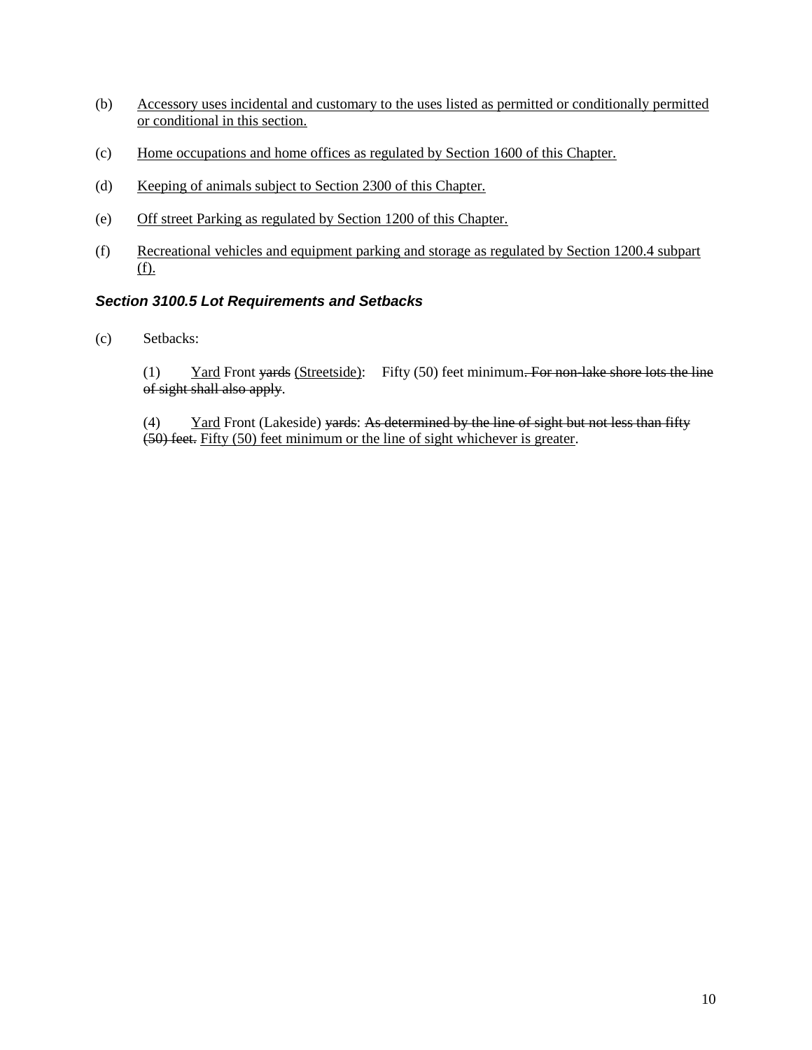(b) <u>Accessory uses incidental and customary to the uses listed as permitted or conditionally permitted or conditional in this section.</u>

(c) <u>Home occupations and home offices as regulated by Section 1600 of this Chapter.</u>

(d) <u>Keeping of animals subject to Section 2300 of this Chapter.</u>

(e) <u>Off street Parking as regulated by Section 1200 of this Chapter.</u>

(f) <u>Recreational vehicles and equipment parking and storage as regulated by Section 1200.4 subpart (f).</u>

### ***Section 3100.5 Lot Requirements and Setbacks***

(c) Setbacks:

(1) <u>Yard</u> Front ~~yards~~ <u>(Streetside)</u>: Fifty (50) feet minimum~~. For non-lake shore lots the line of sight shall also apply~~.

(4) <u>Yard</u> Front (Lakeside) ~~yards~~: ~~As determined by the line of sight but not less than fifty (50) feet.~~ <u>Fifty (50) feet minimum or the line of sight whichever is greater</u>.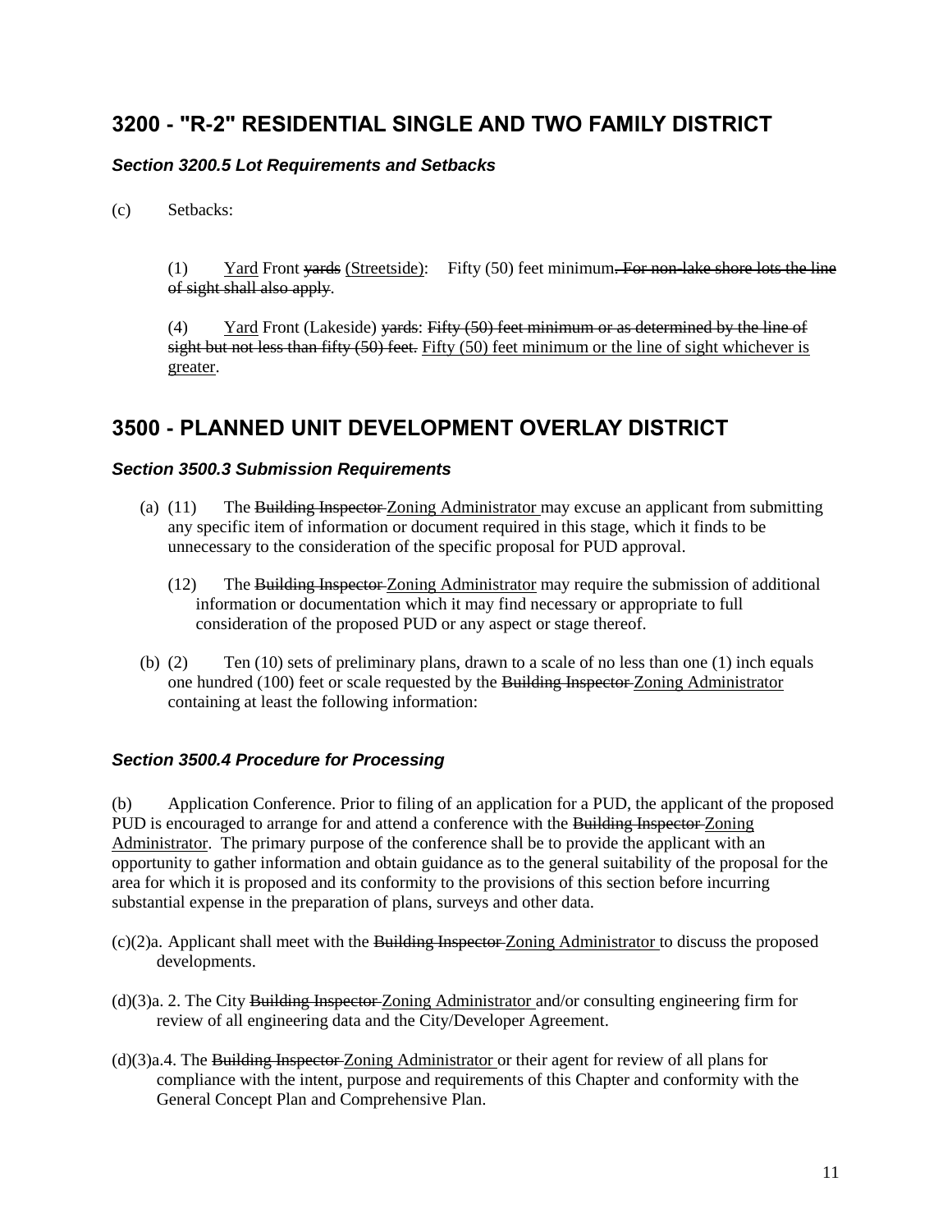## 3200 - "R-2" RESIDENTIAL SINGLE AND TWO FAMILY DISTRICT

### *Section 3200.5 Lot Requirements and Setbacks*

(c) Setbacks:

(1) <u>Yard</u> Front ~~yards~~ <u>(Streetside)</u>: Fifty (50) feet minimum~~. For non-lake shore lots the line of sight shall also apply~~.

(4) <u>Yard</u> Front (Lakeside) ~~yards~~: ~~Fifty (50) feet minimum or as determined by the line of sight but not less than fifty (50) feet.~~ <u>Fifty (50) feet minimum or the line of sight whichever is greater</u>.

## 3500 - PLANNED UNIT DEVELOPMENT OVERLAY DISTRICT

### *Section 3500.3 Submission Requirements*

(a) (11) The ~~Building Inspector~~ <u>Zoning Administrator</u> may excuse an applicant from submitting any specific item of information or document required in this stage, which it finds to be unnecessary to the consideration of the specific proposal for PUD approval.

(12) The ~~Building Inspector~~ <u>Zoning Administrator</u> may require the submission of additional information or documentation which it may find necessary or appropriate to full consideration of the proposed PUD or any aspect or stage thereof.

(b) (2) Ten (10) sets of preliminary plans, drawn to a scale of no less than one (1) inch equals one hundred (100) feet or scale requested by the ~~Building Inspector~~ <u>Zoning Administrator</u> containing at least the following information:

### *Section 3500.4 Procedure for Processing*

(b) Application Conference. Prior to filing of an application for a PUD, the applicant of the proposed PUD is encouraged to arrange for and attend a conference with the ~~Building Inspector~~ <u>Zoning Administrator</u>. The primary purpose of the conference shall be to provide the applicant with an opportunity to gather information and obtain guidance as to the general suitability of the proposal for the area for which it is proposed and its conformity to the provisions of this section before incurring substantial expense in the preparation of plans, surveys and other data.

(c)(2)a. Applicant shall meet with the ~~Building Inspector~~ <u>Zoning Administrator</u> to discuss the proposed developments.

(d)(3)a. 2. The City ~~Building Inspector~~ <u>Zoning Administrator</u> and/or consulting engineering firm for review of all engineering data and the City/Developer Agreement.

(d)(3)a.4. The ~~Building Inspector~~ <u>Zoning Administrator</u> or their agent for review of all plans for compliance with the intent, purpose and requirements of this Chapter and conformity with the General Concept Plan and Comprehensive Plan.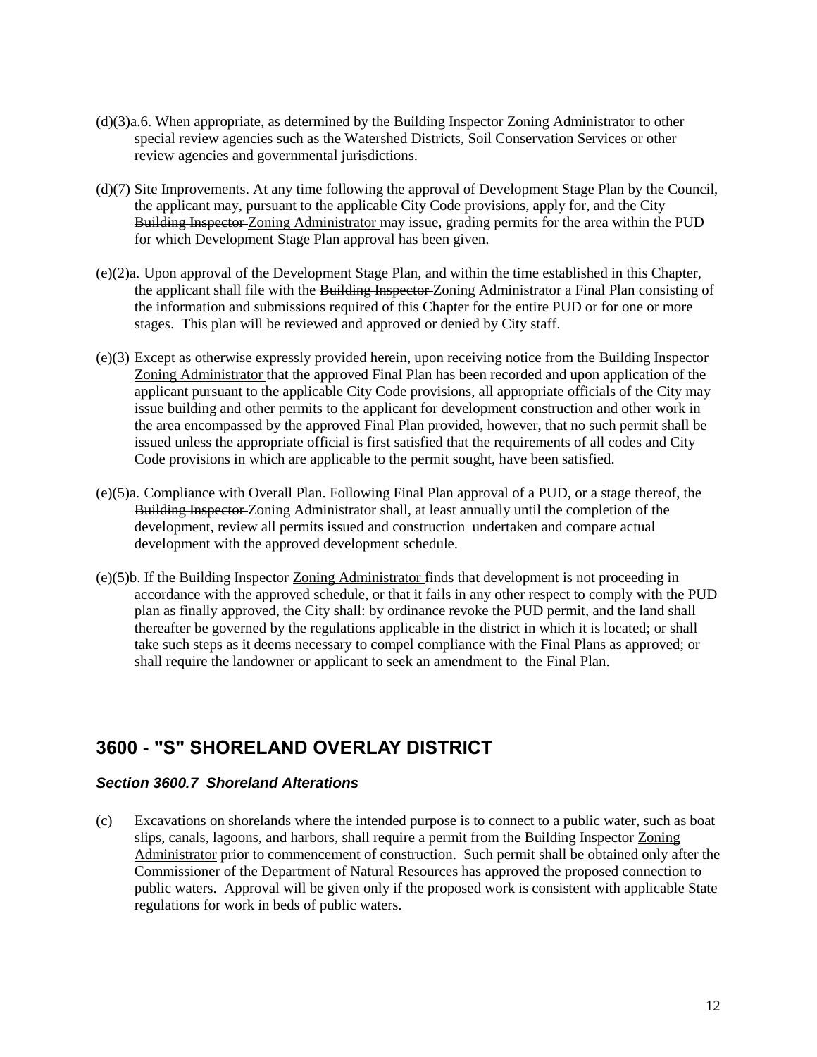(d)(3)a.6. When appropriate, as determined by the ~~Building Inspector~~ <u>Zoning Administrator</u> to other special review agencies such as the Watershed Districts, Soil Conservation Services or other review agencies and governmental jurisdictions.

(d)(7) Site Improvements. At any time following the approval of Development Stage Plan by the Council, the applicant may, pursuant to the applicable City Code provisions, apply for, and the City ~~Building Inspector~~ <u>Zoning Administrator</u> may issue, grading permits for the area within the PUD for which Development Stage Plan approval has been given.

(e)(2)a. Upon approval of the Development Stage Plan, and within the time established in this Chapter, the applicant shall file with the ~~Building Inspector~~ <u>Zoning Administrator</u> a Final Plan consisting of the information and submissions required of this Chapter for the entire PUD or for one or more stages. This plan will be reviewed and approved or denied by City staff.

(e)(3) Except as otherwise expressly provided herein, upon receiving notice from the ~~Building Inspector~~ <u>Zoning Administrator</u> that the approved Final Plan has been recorded and upon application of the applicant pursuant to the applicable City Code provisions, all appropriate officials of the City may issue building and other permits to the applicant for development construction and other work in the area encompassed by the approved Final Plan provided, however, that no such permit shall be issued unless the appropriate official is first satisfied that the requirements of all codes and City Code provisions in which are applicable to the permit sought, have been satisfied.

(e)(5)a. Compliance with Overall Plan. Following Final Plan approval of a PUD, or a stage thereof, the ~~Building Inspector~~ <u>Zoning Administrator</u> shall, at least annually until the completion of the development, review all permits issued and construction undertaken and compare actual development with the approved development schedule.

(e)(5)b. If the ~~Building Inspector~~ <u>Zoning Administrator</u> finds that development is not proceeding in accordance with the approved schedule, or that it fails in any other respect to comply with the PUD plan as finally approved, the City shall: by ordinance revoke the PUD permit, and the land shall thereafter be governed by the regulations applicable in the district in which it is located; or shall take such steps as it deems necessary to compel compliance with the Final Plans as approved; or shall require the landowner or applicant to seek an amendment to the Final Plan.

## 3600 - "S" SHORELAND OVERLAY DISTRICT

### *Section 3600.7 Shoreland Alterations*

(c) Excavations on shorelands where the intended purpose is to connect to a public water, such as boat slips, canals, lagoons, and harbors, shall require a permit from the ~~Building Inspector~~ <u>Zoning Administrator</u> prior to commencement of construction. Such permit shall be obtained only after the Commissioner of the Department of Natural Resources has approved the proposed connection to public waters. Approval will be given only if the proposed work is consistent with applicable State regulations for work in beds of public waters.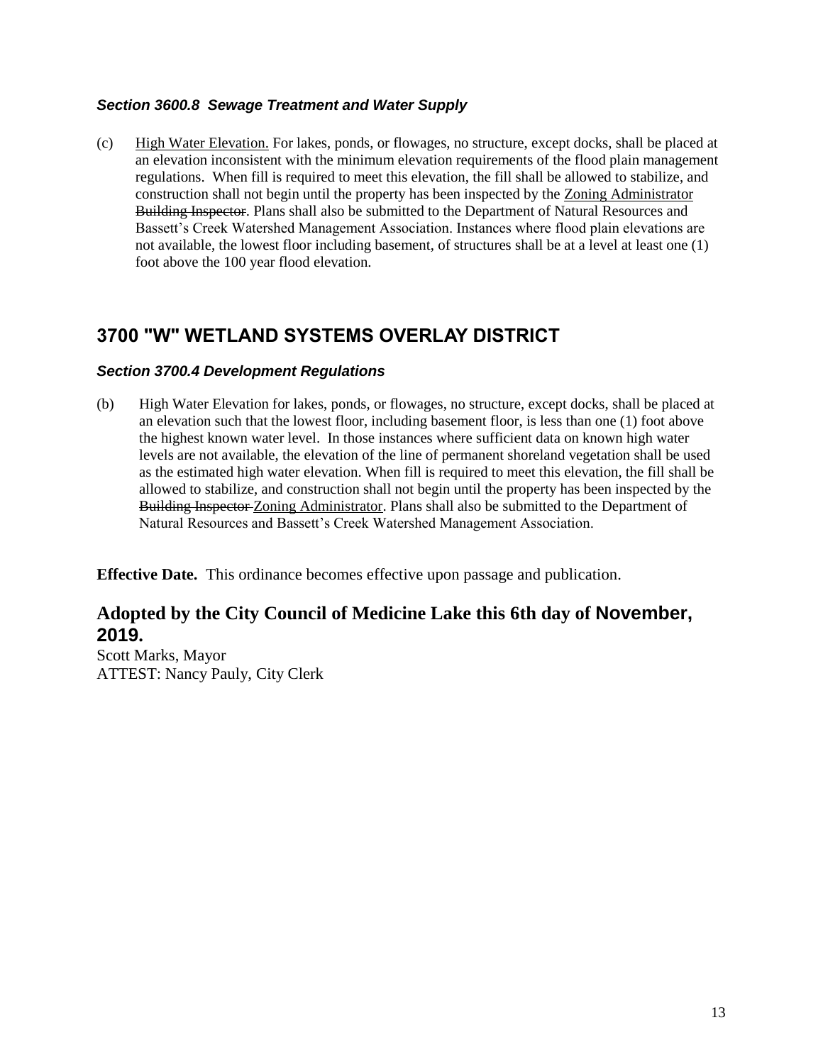### *Section 3600.8  Sewage Treatment and Water Supply*

(c) High Water Elevation. For lakes, ponds, or flowages, no structure, except docks, shall be placed at an elevation inconsistent with the minimum elevation requirements of the flood plain management regulations. When fill is required to meet this elevation, the fill shall be allowed to stabilize, and construction shall not begin until the property has been inspected by the Zoning Administrator ~~Building Inspector~~. Plans shall also be submitted to the Department of Natural Resources and Bassett's Creek Watershed Management Association. Instances where flood plain elevations are not available, the lowest floor including basement, of structures shall be at a level at least one (1) foot above the 100 year flood elevation.

## 3700 "W" WETLAND SYSTEMS OVERLAY DISTRICT

### *Section 3700.4 Development Regulations*

(b) High Water Elevation for lakes, ponds, or flowages, no structure, except docks, shall be placed at an elevation such that the lowest floor, including basement floor, is less than one (1) foot above the highest known water level. In those instances where sufficient data on known high water levels are not available, the elevation of the line of permanent shoreland vegetation shall be used as the estimated high water elevation. When fill is required to meet this elevation, the fill shall be allowed to stabilize, and construction shall not begin until the property has been inspected by the ~~Building Inspector~~ Zoning Administrator. Plans shall also be submitted to the Department of Natural Resources and Bassett's Creek Watershed Management Association.

**Effective Date.** This ordinance becomes effective upon passage and publication.

## Adopted by the City Council of Medicine Lake this 6th day of November, 2019.

Scott Marks, Mayor
ATTEST: Nancy Pauly, City Clerk